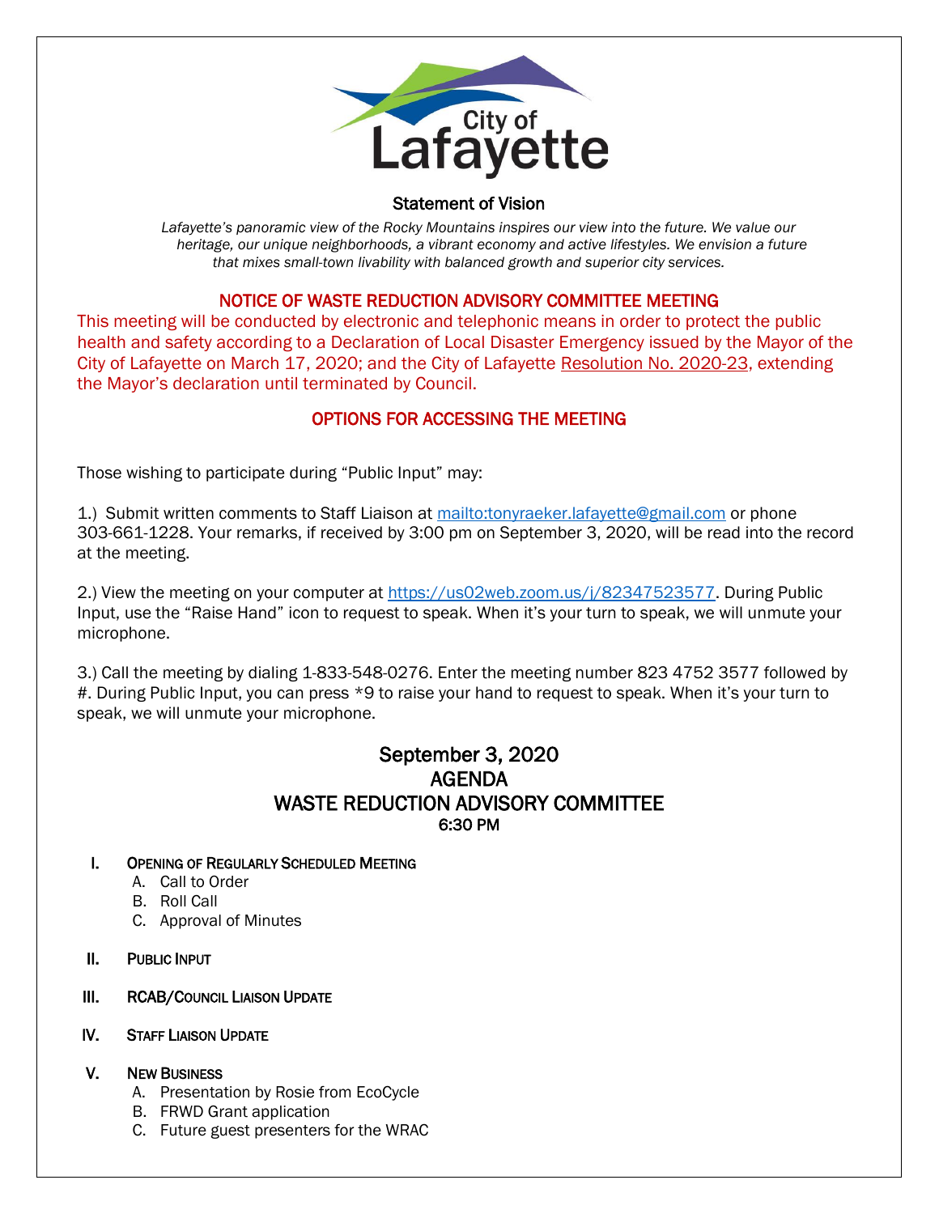City of Lafayette

## Statement of Vision

*Lafayette's panoramic view of the Rocky Mountains inspires our view into the future. We value our heritage, our unique neighborhoods, a vibrant economy and active lifestyles. We envision a future that mixes small-town livability with balanced growth and superior city services.*

## NOTICE OF WASTE REDUCTION ADVISORY COMMITTEE MEETING

This meeting will be conducted by electronic and telephonic means in order to protect the public health and safety according to a Declaration of Local Disaster Emergency issued by the Mayor of the City of Lafayette on March 17, 2020; and the City of Lafayette Resolution No. 2020-23, extending the Mayor's declaration until terminated by Council.

## OPTIONS FOR ACCESSING THE MEETING

Those wishing to participate during "Public Input" may:

1.) Submit written comments to Staff Liaison at mailto:tonyraeker.lafayette@gmail.com or phone 303-661-1228. Your remarks, if received by 3:00 pm on September 3, 2020, will be read into the record at the meeting.

2.) View the meeting on your computer at https://us02web.zoom.us/j/82347523577. During Public Input, use the "Raise Hand" icon to request to speak. When it's your turn to speak, we will unmute your microphone.

3.) Call the meeting by dialing 1-833-548-0276. Enter the meeting number 823 4752 3577 followed by #. During Public Input, you can press *9 to raise your hand to request to speak. When it's your turn to speak, we will unmute your microphone.

# September 3, 2020
# AGENDA
# WASTE REDUCTION ADVISORY COMMITTEE
### 6:30 PM

I. **Opening of Regularly Scheduled Meeting**
   - A. Call to Order
   - B. Roll Call
   - C. Approval of Minutes

II. **Public Input**

III. **RCAB/Council Liaison Update**

IV. **Staff Liaison Update**

V. **New Business**
   - A. Presentation by Rosie from EcoCycle
   - B. FRWD Grant application
   - C. Future guest presenters for the WRAC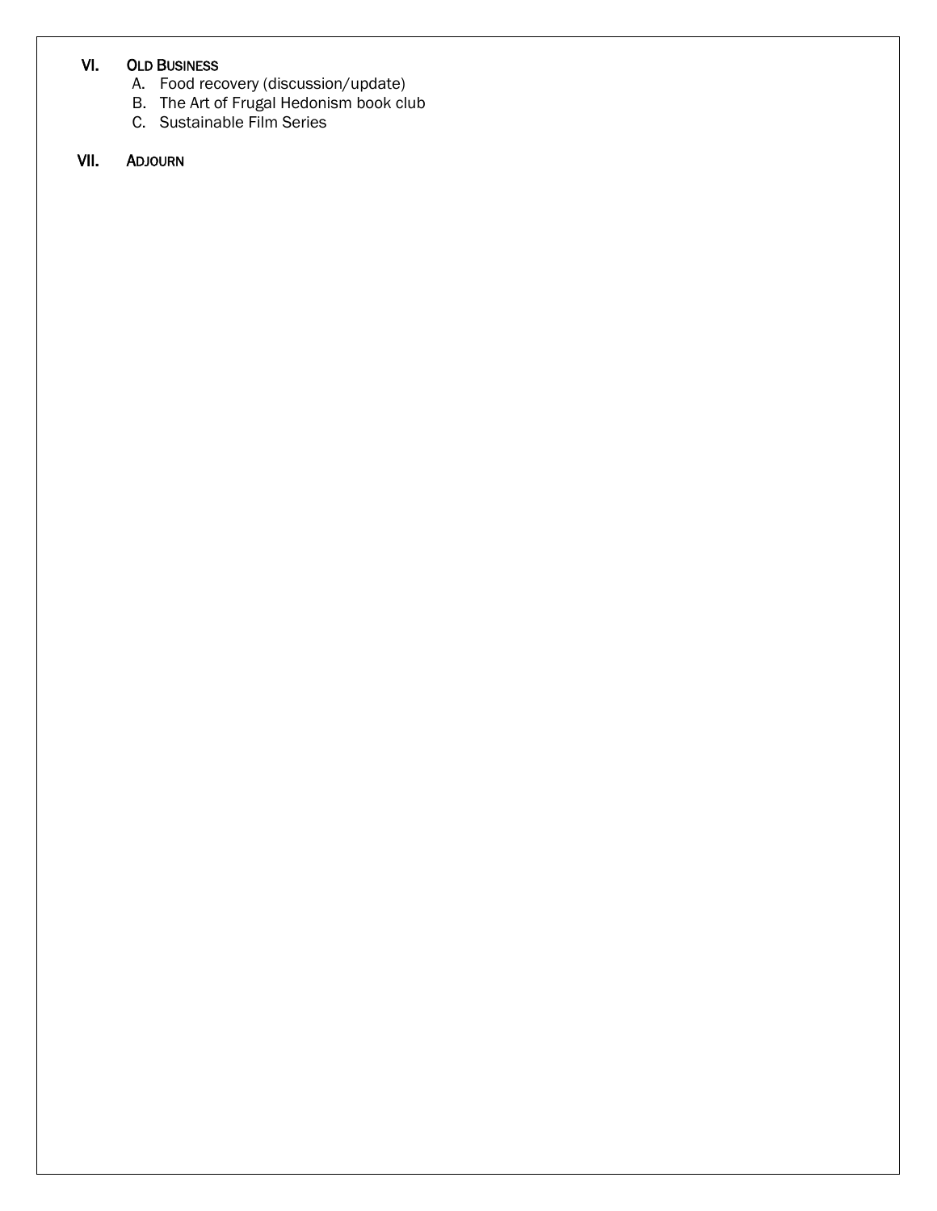## VI. Old Business

A. Food recovery (discussion/update)
B. The Art of Frugal Hedonism book club
C. Sustainable Film Series

## VII. Adjourn